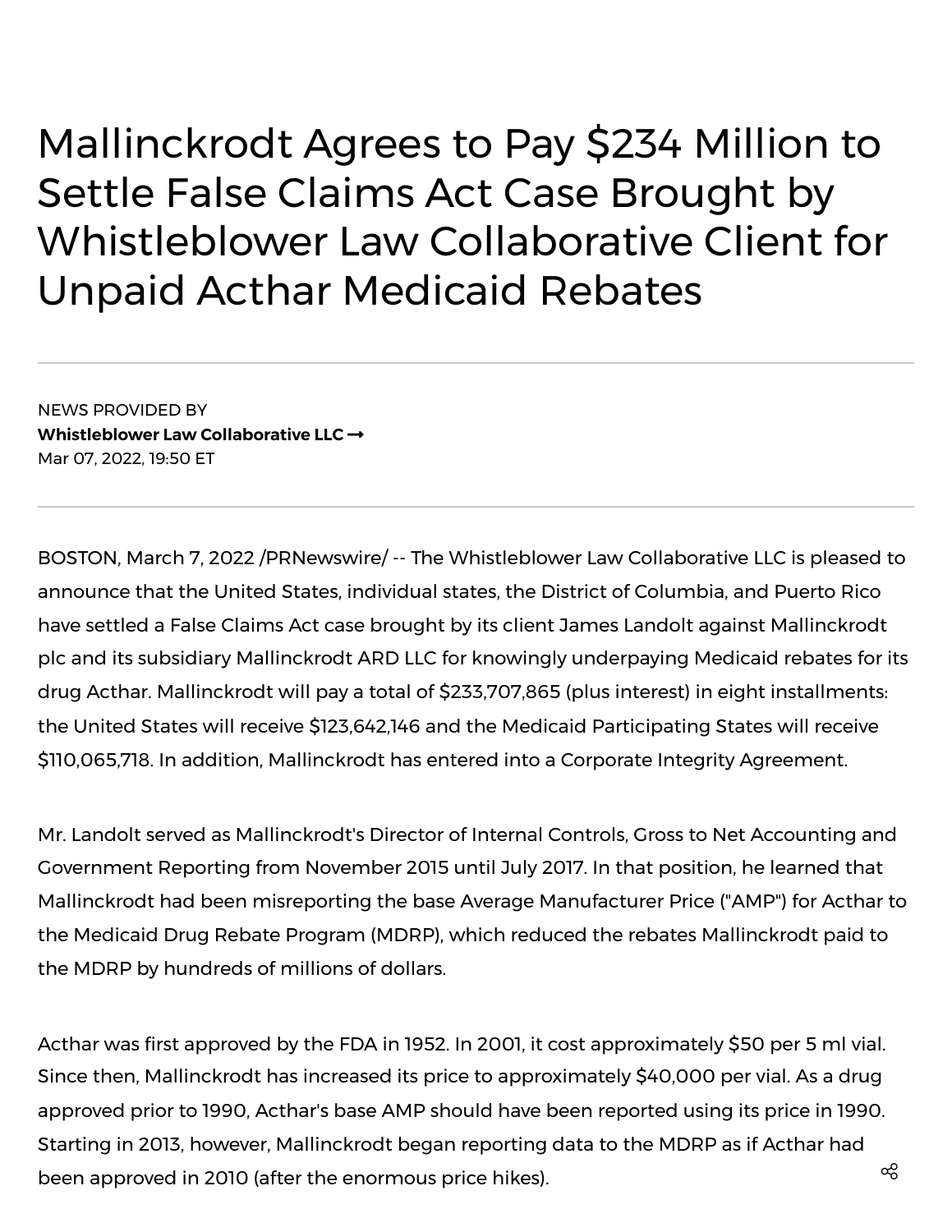# Mallinckrodt Agrees to Pay $234 Million to Settle False Claims Act Case Brought by Whistleblower Law Collaborative Client for Unpaid Acthar Medicaid Rebates

NEWS PROVIDED BY

**Whistleblower Law Collaborative LLC →**

Mar 07, 2022, 19:50 ET

BOSTON, March 7, 2022 /PRNewswire/ -- The Whistleblower Law Collaborative LLC is pleased to announce that the United States, individual states, the District of Columbia, and Puerto Rico have settled a False Claims Act case brought by its client James Landolt against Mallinckrodt plc and its subsidiary Mallinckrodt ARD LLC for knowingly underpaying Medicaid rebates for its drug Acthar. Mallinckrodt will pay a total of $233,707,865 (plus interest) in eight installments: the United States will receive $123,642,146 and the Medicaid Participating States will receive $110,065,718. In addition, Mallinckrodt has entered into a Corporate Integrity Agreement.

Mr. Landolt served as Mallinckrodt's Director of Internal Controls, Gross to Net Accounting and Government Reporting from November 2015 until July 2017. In that position, he learned that Mallinckrodt had been misreporting the base Average Manufacturer Price ("AMP") for Acthar to the Medicaid Drug Rebate Program (MDRP), which reduced the rebates Mallinckrodt paid to the MDRP by hundreds of millions of dollars.

Acthar was first approved by the FDA in 1952. In 2001, it cost approximately $50 per 5 ml vial. Since then, Mallinckrodt has increased its price to approximately $40,000 per vial. As a drug approved prior to 1990, Acthar's base AMP should have been reported using its price in 1990. Starting in 2013, however, Mallinckrodt began reporting data to the MDRP as if Acthar had been approved in 2010 (after the enormous price hikes).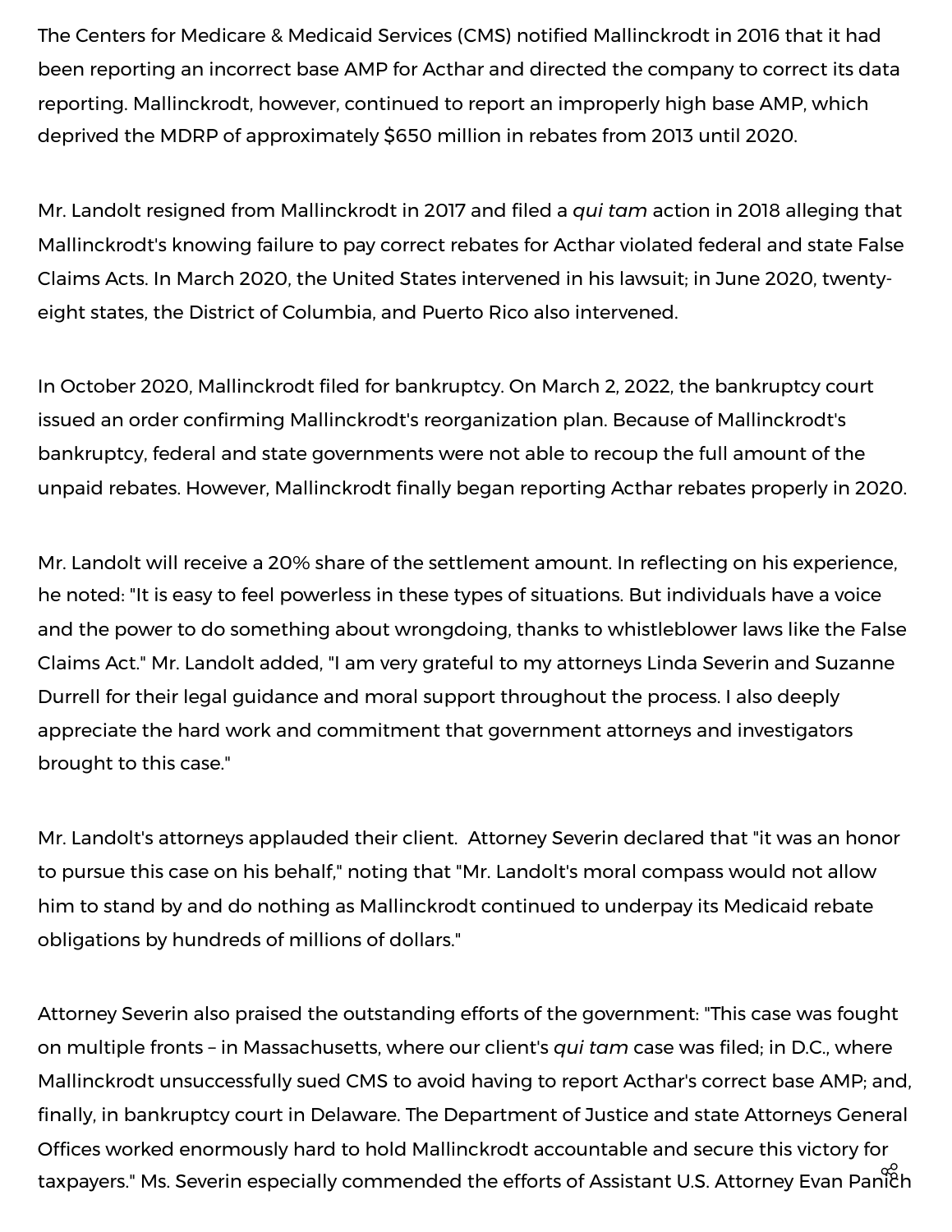The Centers for Medicare & Medicaid Services (CMS) notified Mallinckrodt in 2016 that it had been reporting an incorrect base AMP for Acthar and directed the company to correct its data reporting. Mallinckrodt, however, continued to report an improperly high base AMP, which deprived the MDRP of approximately $650 million in rebates from 2013 until 2020.

Mr. Landolt resigned from Mallinckrodt in 2017 and filed a *qui tam* action in 2018 alleging that Mallinckrodt's knowing failure to pay correct rebates for Acthar violated federal and state False Claims Acts. In March 2020, the United States intervened in his lawsuit; in June 2020, twenty-eight states, the District of Columbia, and Puerto Rico also intervened.

In October 2020, Mallinckrodt filed for bankruptcy. On March 2, 2022, the bankruptcy court issued an order confirming Mallinckrodt's reorganization plan. Because of Mallinckrodt's bankruptcy, federal and state governments were not able to recoup the full amount of the unpaid rebates. However, Mallinckrodt finally began reporting Acthar rebates properly in 2020.

Mr. Landolt will receive a 20% share of the settlement amount. In reflecting on his experience, he noted: "It is easy to feel powerless in these types of situations. But individuals have a voice and the power to do something about wrongdoing, thanks to whistleblower laws like the False Claims Act." Mr. Landolt added, "I am very grateful to my attorneys Linda Severin and Suzanne Durrell for their legal guidance and moral support throughout the process. I also deeply appreciate the hard work and commitment that government attorneys and investigators brought to this case."

Mr. Landolt's attorneys applauded their client. Attorney Severin declared that "it was an honor to pursue this case on his behalf," noting that "Mr. Landolt's moral compass would not allow him to stand by and do nothing as Mallinckrodt continued to underpay its Medicaid rebate obligations by hundreds of millions of dollars."

Attorney Severin also praised the outstanding efforts of the government: "This case was fought on multiple fronts – in Massachusetts, where our client's *qui tam* case was filed; in D.C., where Mallinckrodt unsuccessfully sued CMS to avoid having to report Acthar's correct base AMP; and, finally, in bankruptcy court in Delaware. The Department of Justice and state Attorneys General Offices worked enormously hard to hold Mallinckrodt accountable and secure this victory for taxpayers." Ms. Severin especially commended the efforts of Assistant U.S. Attorney Evan Panich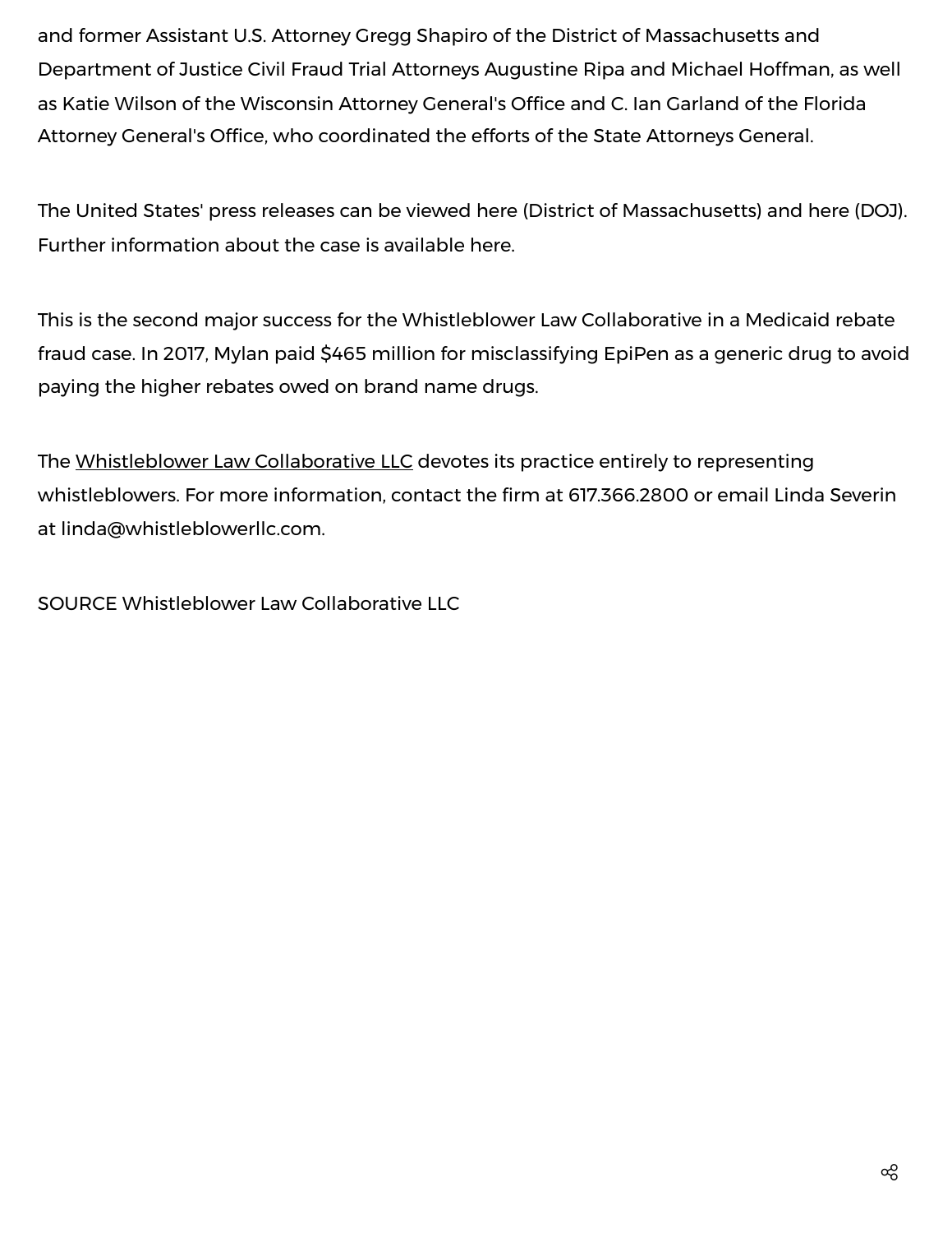and former Assistant U.S. Attorney Gregg Shapiro of the District of Massachusetts and Department of Justice Civil Fraud Trial Attorneys Augustine Ripa and Michael Hoffman, as well as Katie Wilson of the Wisconsin Attorney General's Office and C. Ian Garland of the Florida Attorney General's Office, who coordinated the efforts of the State Attorneys General.

The United States' press releases can be viewed here (District of Massachusetts) and here (DOJ). Further information about the case is available here.

This is the second major success for the Whistleblower Law Collaborative in a Medicaid rebate fraud case. In 2017, Mylan paid $465 million for misclassifying EpiPen as a generic drug to avoid paying the higher rebates owed on brand name drugs.

The Whistleblower Law Collaborative LLC devotes its practice entirely to representing whistleblowers. For more information, contact the firm at 617.366.2800 or email Linda Severin at linda@whistleblowerllc.com.

SOURCE Whistleblower Law Collaborative LLC